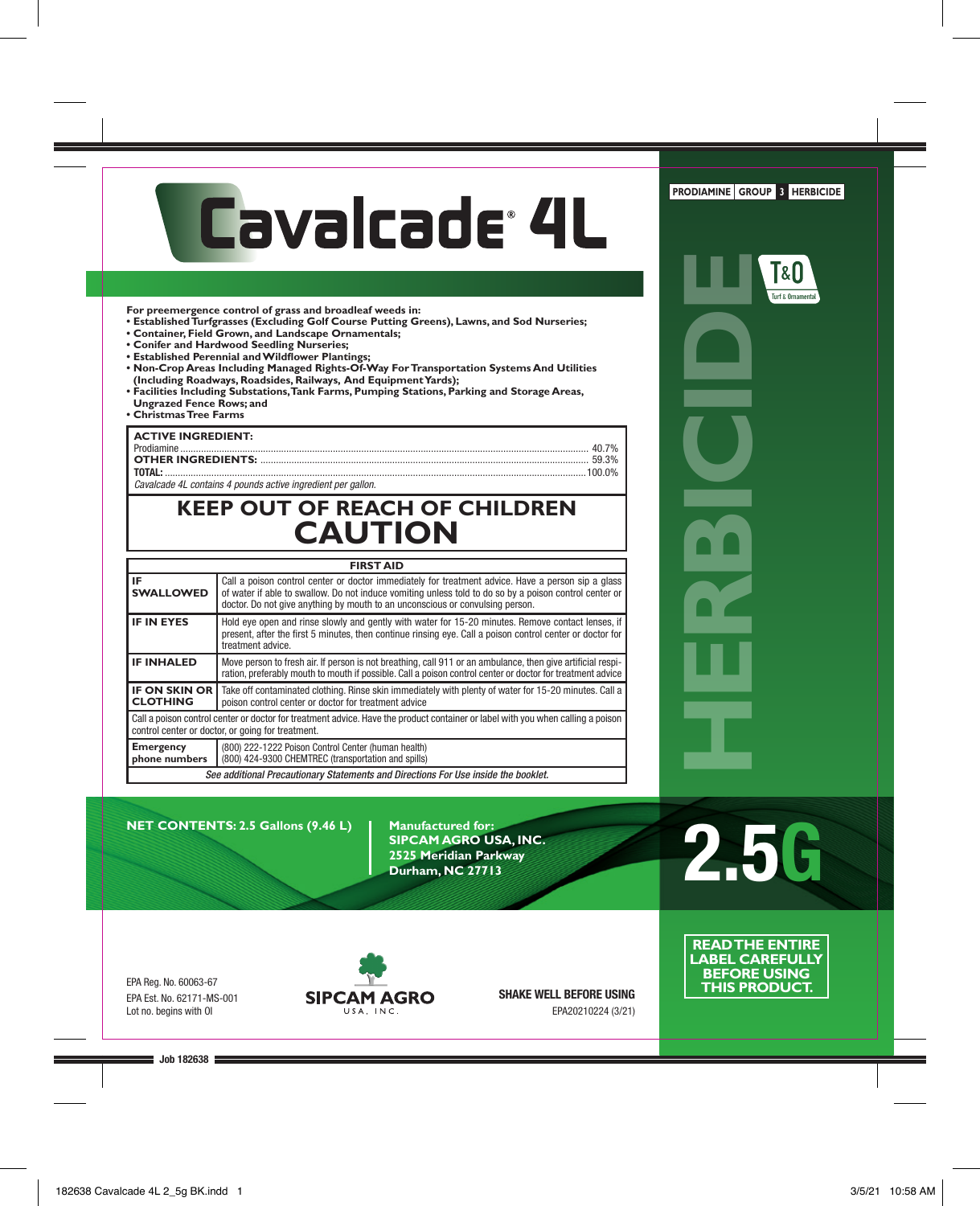# Cavalcade® 4L

PRODIAMINE | GROUP 3 | HERBICIDE

HERBICIDE

T&O Turf & Ornamental

**For preemergence control of grass and broadleaf weeds in:**
- **Established Turfgrasses (Excluding Golf Course Putting Greens), Lawns, and Sod Nurseries;**
- **Container, Field Grown, and Landscape Ornamentals;**
- **Conifer and Hardwood Seedling Nurseries;**
- **Established Perennial and Wildflower Plantings;**
- **Non-Crop Areas Including Managed Rights-Of-Way For Transportation Systems And Utilities (Including Roadways, Roadsides, Railways, And Equipment Yards);**
- **Facilities Including Substations, Tank Farms, Pumping Stations, Parking and Storage Areas, Ungrazed Fence Rows; and**
- **Christmas Tree Farms**

| **ACTIVE INGREDIENT:** | |
|---|---|
| Prodiamine | 40.7% |
| **OTHER INGREDIENTS:** | 59.3% |
| **TOTAL:** | 100.0% |

*Cavalcade 4L contains 4 pounds active ingredient per gallon.*

## KEEP OUT OF REACH OF CHILDREN
## CAUTION

| FIRST AID | |
|---|---|
| **IF SWALLOWED** | Call a poison control center or doctor immediately for treatment advice. Have a person sip a glass of water if able to swallow. Do not induce vomiting unless told to do so by a poison control center or doctor. Do not give anything by mouth to an unconscious or convulsing person. |
| **IF IN EYES** | Hold eye open and rinse slowly and gently with water for 15-20 minutes. Remove contact lenses, if present, after the first 5 minutes, then continue rinsing eye. Call a poison control center or doctor for treatment advice. |
| **IF INHALED** | Move person to fresh air. If person is not breathing, call 911 or an ambulance, then give artificial respiration, preferably mouth to mouth if possible. Call a poison control center or doctor for treatment advice |
| **IF ON SKIN OR CLOTHING** | Take off contaminated clothing. Rinse skin immediately with plenty of water for 15-20 minutes. Call a poison control center or doctor for treatment advice |
| Call a poison control center or doctor for treatment advice. Have the product container or label with you when calling a poison control center or doctor, or going for treatment. | |
| **Emergency phone numbers** | (800) 222-1222 Poison Control Center (human health)<br>(800) 424-9300 CHEMTREC (transportation and spills) |
| *See additional Precautionary Statements and Directions For Use inside the booklet.* | |

**NET CONTENTS: 2.5 Gallons (9.46 L)**

**Manufactured for:**
**SIPCAM AGRO USA, INC.**
**2525 Meridian Parkway**
**Durham, NC 27713**

**2.5G**

**READ THE ENTIRE LABEL CAREFULLY BEFORE USING THIS PRODUCT.**

EPA Reg. No. 60063-67
EPA Est. No. 62171-MS-001
Lot no. begins with OI

SIPCAM AGRO USA, INC.

**SHAKE WELL BEFORE USING**

EPA20210224 (3/21)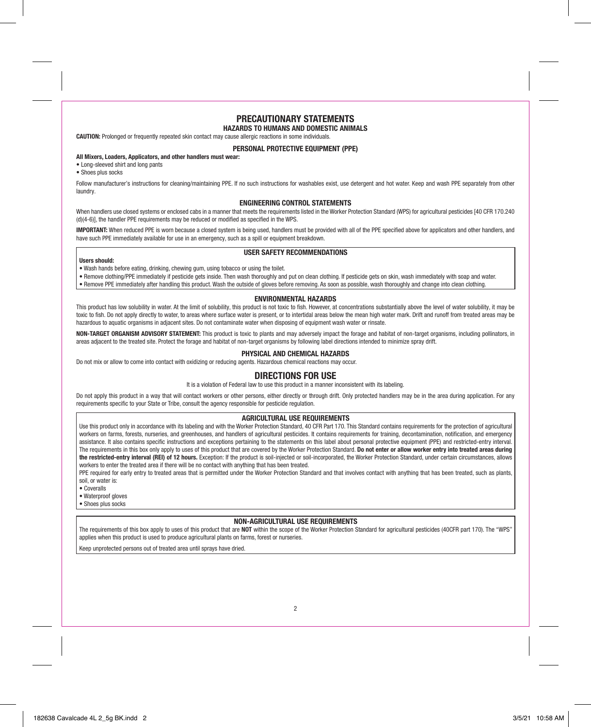# PRECAUTIONARY STATEMENTS

## HAZARDS TO HUMANS AND DOMESTIC ANIMALS

**CAUTION:** Prolonged or frequently repeated skin contact may cause allergic reactions in some individuals.

### PERSONAL PROTECTIVE EQUIPMENT (PPE)

**All Mixers, Loaders, Applicators, and other handlers must wear:**

- Long-sleeved shirt and long pants
- Shoes plus socks

Follow manufacturer's instructions for cleaning/maintaining PPE. If no such instructions for washables exist, use detergent and hot water. Keep and wash PPE separately from other laundry.

### ENGINEERING CONTROL STATEMENTS

When handlers use closed systems or enclosed cabs in a manner that meets the requirements listed in the Worker Protection Standard (WPS) for agricultural pesticides [40 CFR 170.240 (d)(4-6)], the handler PPE requirements may be reduced or modified as specified in the WPS.

**IMPORTANT:** When reduced PPE is worn because a closed system is being used, handlers must be provided with all of the PPE specified above for applicators and other handlers, and have such PPE immediately available for use in an emergency, such as a spill or equipment breakdown.

### USER SAFETY RECOMMENDATIONS

**Users should:**

- Wash hands before eating, drinking, chewing gum, using tobacco or using the toilet.
- Remove clothing/PPE immediately if pesticide gets inside. Then wash thoroughly and put on clean clothing. If pesticide gets on skin, wash immediately with soap and water.
- Remove PPE immediately after handling this product. Wash the outside of gloves before removing. As soon as possible, wash thoroughly and change into clean clothing.

### ENVIRONMENTAL HAZARDS

This product has low solubility in water. At the limit of solubility, this product is not toxic to fish. However, at concentrations substantially above the level of water solubility, it may be toxic to fish. Do not apply directly to water, to areas where surface water is present, or to intertidal areas below the mean high water mark. Drift and runoff from treated areas may be hazardous to aquatic organisms in adjacent sites. Do not contaminate water when disposing of equipment wash water or rinsate.

**NON-TARGET ORGANISM ADVISORY STATEMENT:** This product is toxic to plants and may adversely impact the forage and habitat of non-target organisms, including pollinators, in areas adjacent to the treated site. Protect the forage and habitat of non-target organisms by following label directions intended to minimize spray drift.

### PHYSICAL AND CHEMICAL HAZARDS

Do not mix or allow to come into contact with oxidizing or reducing agents. Hazardous chemical reactions may occur.

# DIRECTIONS FOR USE

It is a violation of Federal law to use this product in a manner inconsistent with its labeling.

Do not apply this product in a way that will contact workers or other persons, either directly or through drift. Only protected handlers may be in the area during application. For any requirements specific to your State or Tribe, consult the agency responsible for pesticide regulation.

### AGRICULTURAL USE REQUIREMENTS

Use this product only in accordance with its labeling and with the Worker Protection Standard, 40 CFR Part 170. This Standard contains requirements for the protection of agricultural workers on farms, forests, nurseries, and greenhouses, and handlers of agricultural pesticides. It contains requirements for training, decontamination, notification, and emergency assistance. It also contains specific instructions and exceptions pertaining to the statements on this label about personal protective equipment (PPE) and restricted-entry interval. The requirements in this box only apply to uses of this product that are covered by the Worker Protection Standard. **Do not enter or allow worker entry into treated areas during the restricted-entry interval (REI) of 12 hours.** Exception: If the product is soil-injected or soil-incorporated, the Worker Protection Standard, under certain circumstances, allows workers to enter the treated area if there will be no contact with anything that has been treated.

PPE required for early entry to treated areas that is permitted under the Worker Protection Standard and that involves contact with anything that has been treated, such as plants, soil, or water is:

- Coveralls
- Waterproof gloves
- Shoes plus socks

### NON-AGRICULTURAL USE REQUIREMENTS

The requirements of this box apply to uses of this product that are **NOT** within the scope of the Worker Protection Standard for agricultural pesticides (40CFR part 170). The "WPS" applies when this product is used to produce agricultural plants on farms, forest or nurseries.

Keep unprotected persons out of treated area until sprays have dried.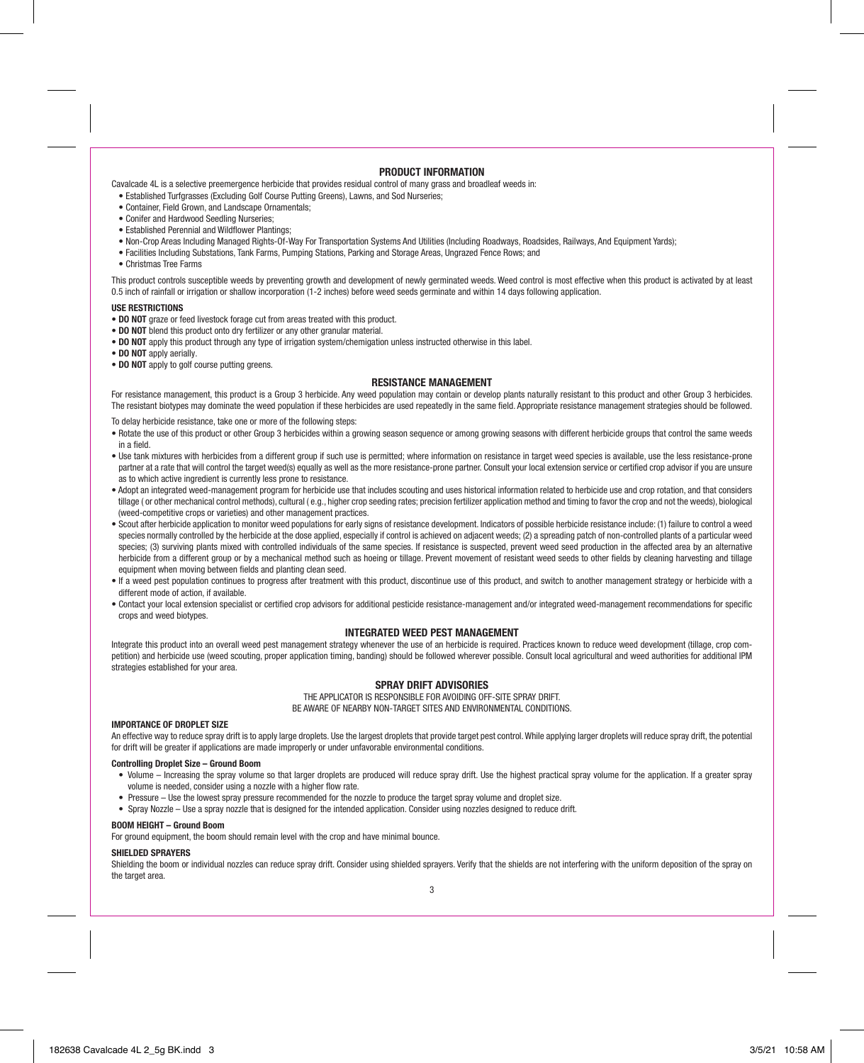## PRODUCT INFORMATION

Cavalcade 4L is a selective preemergence herbicide that provides residual control of many grass and broadleaf weeds in:

- Established Turfgrasses (Excluding Golf Course Putting Greens), Lawns, and Sod Nurseries;
- Container, Field Grown, and Landscape Ornamentals;
- Conifer and Hardwood Seedling Nurseries;
- Established Perennial and Wildflower Plantings;
- Non-Crop Areas Including Managed Rights-Of-Way For Transportation Systems And Utilities (Including Roadways, Roadsides, Railways, And Equipment Yards);
- Facilities Including Substations, Tank Farms, Pumping Stations, Parking and Storage Areas, Ungrazed Fence Rows; and
- Christmas Tree Farms

This product controls susceptible weeds by preventing growth and development of newly germinated weeds. Weed control is most effective when this product is activated by at least 0.5 inch of rainfall or irrigation or shallow incorporation (1-2 inches) before weed seeds germinate and within 14 days following application.

### USE RESTRICTIONS

- **DO NOT** graze or feed livestock forage cut from areas treated with this product.
- **DO NOT** blend this product onto dry fertilizer or any other granular material.
- **DO NOT** apply this product through any type of irrigation system/chemigation unless instructed otherwise in this label.
- **DO NOT** apply aerially.
- **DO NOT** apply to golf course putting greens.

## RESISTANCE MANAGEMENT

For resistance management, this product is a Group 3 herbicide. Any weed population may contain or develop plants naturally resistant to this product and other Group 3 herbicides. The resistant biotypes may dominate the weed population if these herbicides are used repeatedly in the same field. Appropriate resistance management strategies should be followed.

To delay herbicide resistance, take one or more of the following steps:

- Rotate the use of this product or other Group 3 herbicides within a growing season sequence or among growing seasons with different herbicide groups that control the same weeds in a field.
- Use tank mixtures with herbicides from a different group if such use is permitted; where information on resistance in target weed species is available, use the less resistance-prone partner at a rate that will control the target weed(s) equally as well as the more resistance-prone partner. Consult your local extension service or certified crop advisor if you are unsure as to which active ingredient is currently less prone to resistance.
- Adopt an integrated weed-management program for herbicide use that includes scouting and uses historical information related to herbicide use and crop rotation, and that considers tillage ( or other mechanical control methods), cultural ( e.g., higher crop seeding rates; precision fertilizer application method and timing to favor the crop and not the weeds), biological (weed-competitive crops or varieties) and other management practices.
- Scout after herbicide application to monitor weed populations for early signs of resistance development. Indicators of possible herbicide resistance include: (1) failure to control a weed species normally controlled by the herbicide at the dose applied, especially if control is achieved on adjacent weeds; (2) a spreading patch of non-controlled plants of a particular weed species; (3) surviving plants mixed with controlled individuals of the same species. If resistance is suspected, prevent weed seed production in the affected area by an alternative herbicide from a different group or by a mechanical method such as hoeing or tillage. Prevent movement of resistant weed seeds to other fields by cleaning harvesting and tillage equipment when moving between fields and planting clean seed.
- If a weed pest population continues to progress after treatment with this product, discontinue use of this product, and switch to another management strategy or herbicide with a different mode of action, if available.
- Contact your local extension specialist or certified crop advisors for additional pesticide resistance-management and/or integrated weed-management recommendations for specific crops and weed biotypes.

## INTEGRATED WEED PEST MANAGEMENT

Integrate this product into an overall weed pest management strategy whenever the use of an herbicide is required. Practices known to reduce weed development (tillage, crop competition) and herbicide use (weed scouting, proper application timing, banding) should be followed wherever possible. Consult local agricultural and weed authorities for additional IPM strategies established for your area.

## SPRAY DRIFT ADVISORIES

THE APPLICATOR IS RESPONSIBLE FOR AVOIDING OFF-SITE SPRAY DRIFT.
BE AWARE OF NEARBY NON-TARGET SITES AND ENVIRONMENTAL CONDITIONS.

### IMPORTANCE OF DROPLET SIZE

An effective way to reduce spray drift is to apply large droplets. Use the largest droplets that provide target pest control. While applying larger droplets will reduce spray drift, the potential for drift will be greater if applications are made improperly or under unfavorable environmental conditions.

#### Controlling Droplet Size – Ground Boom

- Volume – Increasing the spray volume so that larger droplets are produced will reduce spray drift. Use the highest practical spray volume for the application. If a greater spray volume is needed, consider using a nozzle with a higher flow rate.
- Pressure – Use the lowest spray pressure recommended for the nozzle to produce the target spray volume and droplet size.
- Spray Nozzle – Use a spray nozzle that is designed for the intended application. Consider using nozzles designed to reduce drift.

### BOOM HEIGHT – Ground Boom

For ground equipment, the boom should remain level with the crop and have minimal bounce.

### SHIELDED SPRAYERS

Shielding the boom or individual nozzles can reduce spray drift. Consider using shielded sprayers. Verify that the shields are not interfering with the uniform deposition of the spray on the target area.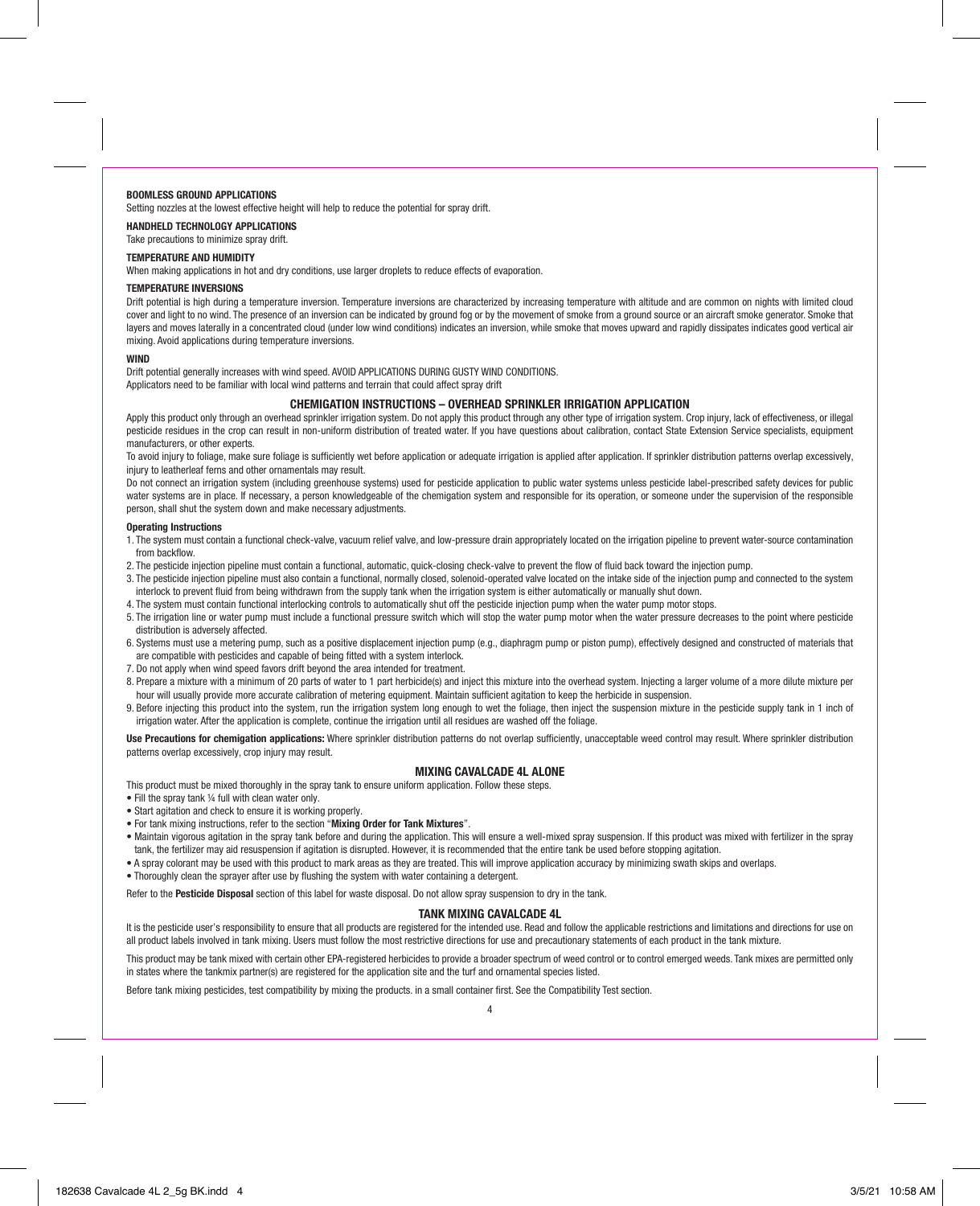#### BOOMLESS GROUND APPLICATIONS

Setting nozzles at the lowest effective height will help to reduce the potential for spray drift.

#### HANDHELD TECHNOLOGY APPLICATIONS

Take precautions to minimize spray drift.

#### TEMPERATURE AND HUMIDITY

When making applications in hot and dry conditions, use larger droplets to reduce effects of evaporation.

#### TEMPERATURE INVERSIONS

Drift potential is high during a temperature inversion. Temperature inversions are characterized by increasing temperature with altitude and are common on nights with limited cloud cover and light to no wind. The presence of an inversion can be indicated by ground fog or by the movement of smoke from a ground source or an aircraft smoke generator. Smoke that layers and moves laterally in a concentrated cloud (under low wind conditions) indicates an inversion, while smoke that moves upward and rapidly dissipates indicates good vertical air mixing. Avoid applications during temperature inversions.

#### WIND

Drift potential generally increases with wind speed. AVOID APPLICATIONS DURING GUSTY WIND CONDITIONS.
Applicators need to be familiar with local wind patterns and terrain that could affect spray drift

## CHEMIGATION INSTRUCTIONS – OVERHEAD SPRINKLER IRRIGATION APPLICATION

Apply this product only through an overhead sprinkler irrigation system. Do not apply this product through any other type of irrigation system. Crop injury, lack of effectiveness, or illegal pesticide residues in the crop can result in non-uniform distribution of treated water. If you have questions about calibration, contact State Extension Service specialists, equipment manufacturers, or other experts.

To avoid injury to foliage, make sure foliage is sufficiently wet before application or adequate irrigation is applied after application. If sprinkler distribution patterns overlap excessively, injury to leatherleaf ferns and other ornamentals may result.

Do not connect an irrigation system (including greenhouse systems) used for pesticide application to public water systems unless pesticide label-prescribed safety devices for public water systems are in place. If necessary, a person knowledgeable of the chemigation system and responsible for its operation, or someone under the supervision of the responsible person, shall shut the system down and make necessary adjustments.

#### Operating Instructions

1. The system must contain a functional check-valve, vacuum relief valve, and low-pressure drain appropriately located on the irrigation pipeline to prevent water-source contamination from backflow.
2. The pesticide injection pipeline must contain a functional, automatic, quick-closing check-valve to prevent the flow of fluid back toward the injection pump.
3. The pesticide injection pipeline must also contain a functional, normally closed, solenoid-operated valve located on the intake side of the injection pump and connected to the system interlock to prevent fluid from being withdrawn from the supply tank when the irrigation system is either automatically or manually shut down.
4. The system must contain functional interlocking controls to automatically shut off the pesticide injection pump when the water pump motor stops.
5. The irrigation line or water pump must include a functional pressure switch which will stop the water pump motor when the water pressure decreases to the point where pesticide distribution is adversely affected.
6. Systems must use a metering pump, such as a positive displacement injection pump (e.g., diaphragm pump or piston pump), effectively designed and constructed of materials that are compatible with pesticides and capable of being fitted with a system interlock.
7. Do not apply when wind speed favors drift beyond the area intended for treatment.
8. Prepare a mixture with a minimum of 20 parts of water to 1 part herbicide(s) and inject this mixture into the overhead system. Injecting a larger volume of a more dilute mixture per hour will usually provide more accurate calibration of metering equipment. Maintain sufficient agitation to keep the herbicide in suspension.
9. Before injecting this product into the system, run the irrigation system long enough to wet the foliage, then inject the suspension mixture in the pesticide supply tank in 1 inch of irrigation water. After the application is complete, continue the irrigation until all residues are washed off the foliage.

**Use Precautions for chemigation applications:** Where sprinkler distribution patterns do not overlap sufficiently, unacceptable weed control may result. Where sprinkler distribution patterns overlap excessively, crop injury may result.

## MIXING CAVALCADE 4L ALONE

This product must be mixed thoroughly in the spray tank to ensure uniform application. Follow these steps.

- Fill the spray tank ¼ full with clean water only.
- Start agitation and check to ensure it is working properly.
- For tank mixing instructions, refer to the section "**Mixing Order for Tank Mixtures**".
- Maintain vigorous agitation in the spray tank before and during the application. This will ensure a well-mixed spray suspension. If this product was mixed with fertilizer in the spray tank, the fertilizer may aid resuspension if agitation is disrupted. However, it is recommended that the entire tank be used before stopping agitation.
- A spray colorant may be used with this product to mark areas as they are treated. This will improve application accuracy by minimizing swath skips and overlaps.
- Thoroughly clean the sprayer after use by flushing the system with water containing a detergent.

Refer to the **Pesticide Disposal** section of this label for waste disposal. Do not allow spray suspension to dry in the tank.

## TANK MIXING CAVALCADE 4L

It is the pesticide user's responsibility to ensure that all products are registered for the intended use. Read and follow the applicable restrictions and limitations and directions for use on all product labels involved in tank mixing. Users must follow the most restrictive directions for use and precautionary statements of each product in the tank mixture.

This product may be tank mixed with certain other EPA-registered herbicides to provide a broader spectrum of weed control or to control emerged weeds. Tank mixes are permitted only in states where the tankmix partner(s) are registered for the application site and the turf and ornamental species listed.

Before tank mixing pesticides, test compatibility by mixing the products. in a small container first. See the Compatibility Test section.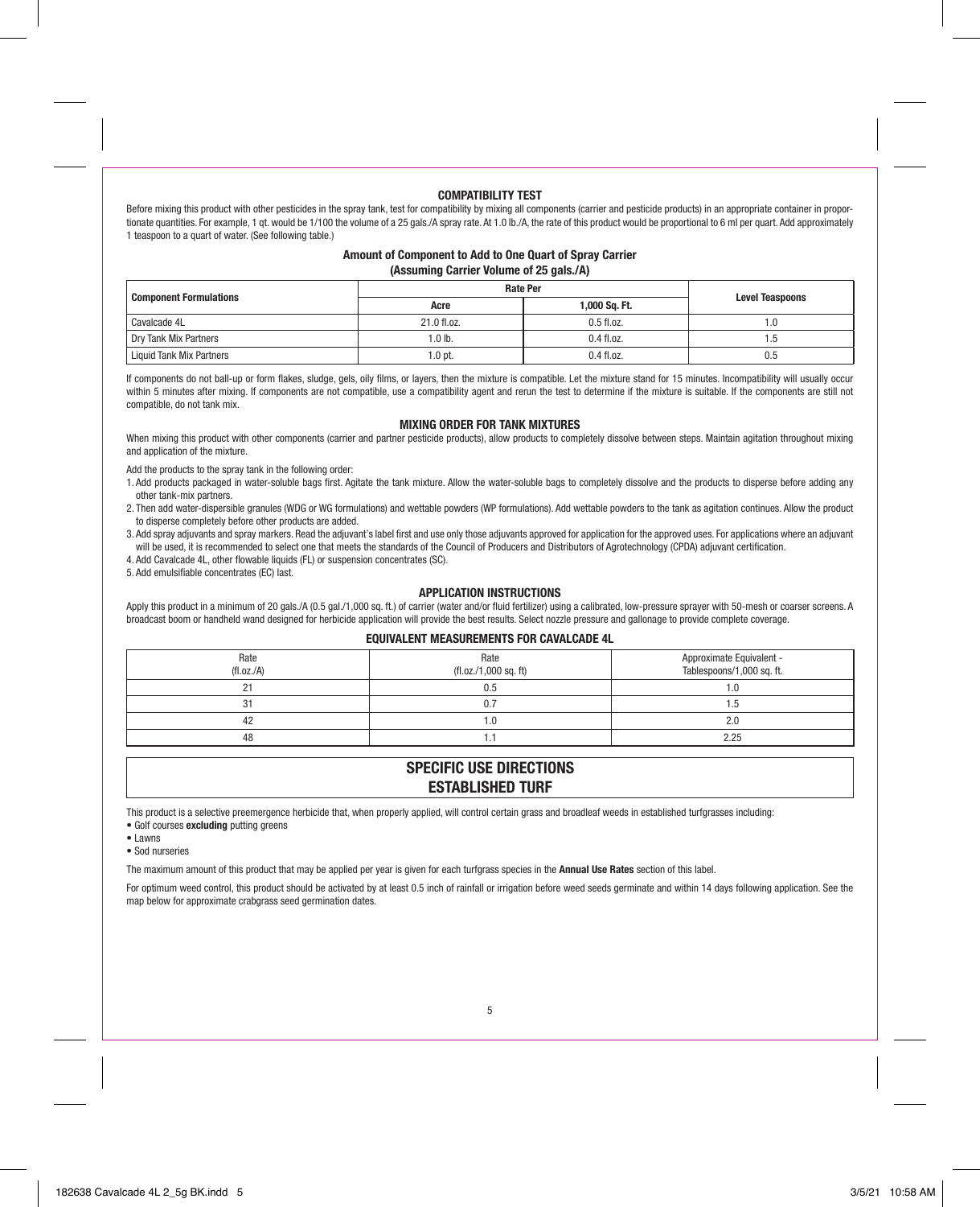## COMPATIBILITY TEST

Before mixing this product with other pesticides in the spray tank, test for compatibility by mixing all components (carrier and pesticide products) in an appropriate container in proportionate quantities. For example, 1 qt. would be 1/100 the volume of a 25 gals./A spray rate. At 1.0 lb./A, the rate of this product would be proportional to 6 ml per quart. Add approximately 1 teaspoon to a quart of water. (See following table.)

### Amount of Component to Add to One Quart of Spray Carrier (Assuming Carrier Volume of 25 gals./A)

| Component Formulations | Rate Per | | Level Teaspoons |
|---|---|---|---|
| | Acre | 1,000 Sq. Ft. | |
| Cavalcade 4L | 21.0 fl.oz. | 0.5 fl.oz. | 1.0 |
| Dry Tank Mix Partners | 1.0 lb. | 0.4 fl.oz. | 1.5 |
| Liquid Tank Mix Partners | 1.0 pt. | 0.4 fl.oz. | 0.5 |

If components do not ball-up or form flakes, sludge, gels, oily films, or layers, then the mixture is compatible. Let the mixture stand for 15 minutes. Incompatibility will usually occur within 5 minutes after mixing. If components are not compatible, use a compatibility agent and rerun the test to determine if the mixture is suitable. If the components are still not compatible, do not tank mix.

## MIXING ORDER FOR TANK MIXTURES

When mixing this product with other components (carrier and partner pesticide products), allow products to completely dissolve between steps. Maintain agitation throughout mixing and application of the mixture.

Add the products to the spray tank in the following order:

1. Add products packaged in water-soluble bags first. Agitate the tank mixture. Allow the water-soluble bags to completely dissolve and the products to disperse before adding any other tank-mix partners.
2. Then add water-dispersible granules (WDG or WG formulations) and wettable powders (WP formulations). Add wettable powders to the tank as agitation continues. Allow the product to disperse completely before other products are added.
3. Add spray adjuvants and spray markers. Read the adjuvant's label first and use only those adjuvants approved for application for the approved uses. For applications where an adjuvant will be used, it is recommended to select one that meets the standards of the Council of Producers and Distributors of Agrotechnology (CPDA) adjuvant certification.
4. Add Cavalcade 4L, other flowable liquids (FL) or suspension concentrates (SC).
5. Add emulsifiable concentrates (EC) last.

## APPLICATION INSTRUCTIONS

Apply this product in a minimum of 20 gals./A (0.5 gal./1,000 sq. ft.) of carrier (water and/or fluid fertilizer) using a calibrated, low-pressure sprayer with 50-mesh or coarser screens. A broadcast boom or handheld wand designed for herbicide application will provide the best results. Select nozzle pressure and gallonage to provide complete coverage.

### EQUIVALENT MEASUREMENTS FOR CAVALCADE 4L

| Rate (fl.oz./A) | Rate (fl.oz./1,000 sq. ft) | Approximate Equivalent - Tablespoons/1,000 sq. ft. |
|---|---|---|
| 21 | 0.5 | 1.0 |
| 31 | 0.7 | 1.5 |
| 42 | 1.0 | 2.0 |
| 48 | 1.1 | 2.25 |

## SPECIFIC USE DIRECTIONS
## ESTABLISHED TURF

This product is a selective preemergence herbicide that, when properly applied, will control certain grass and broadleaf weeds in established turfgrasses including:

- Golf courses **excluding** putting greens
- Lawns
- Sod nurseries

The maximum amount of this product that may be applied per year is given for each turfgrass species in the **Annual Use Rates** section of this label.

For optimum weed control, this product should be activated by at least 0.5 inch of rainfall or irrigation before weed seeds germinate and within 14 days following application. See the map below for approximate crabgrass seed germination dates.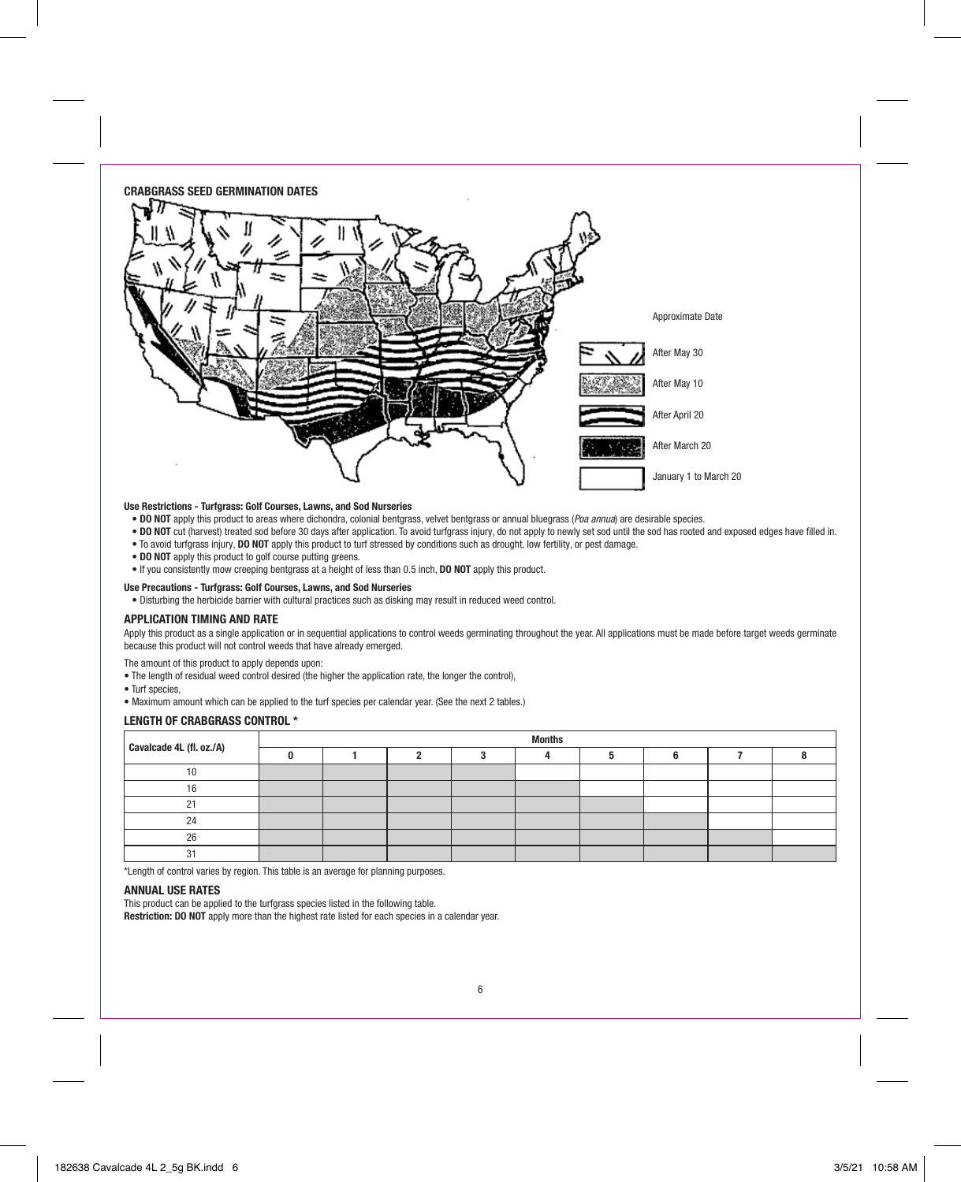**CRABGRASS SEED GERMINATION DATES**

Approximate Date

- After May 30
- After May 10
- After April 20
- After March 20
- January 1 to March 20

**Use Restrictions - Turfgrass: Golf Courses, Lawns, and Sod Nurseries**

- **DO NOT** apply this product to areas where dichondra, colonial bentgrass, velvet bentgrass or annual bluegrass (*Poa annua*) are desirable species.
- **DO NOT** cut (harvest) treated sod before 30 days after application. To avoid turfgrass injury, do not apply to newly set sod until the sod has rooted and exposed edges have filled in.
- To avoid turfgrass injury, **DO NOT** apply this product to turf stressed by conditions such as drought, low fertility, or pest damage.
- **DO NOT** apply this product to golf course putting greens.
- If you consistently mow creeping bentgrass at a height of less than 0.5 inch, **DO NOT** apply this product.

**Use Precautions - Turfgrass: Golf Courses, Lawns, and Sod Nurseries**

- Disturbing the herbicide barrier with cultural practices such as disking may result in reduced weed control.

## APPLICATION TIMING AND RATE

Apply this product as a single application or in sequential applications to control weeds germinating throughout the year. All applications must be made before target weeds germinate because this product will not control weeds that have already emerged.

The amount of this product to apply depends upon:

- The length of residual weed control desired (the higher the application rate, the longer the control),
- Turf species,
- Maximum amount which can be applied to the turf species per calendar year. (See the next 2 tables.)

### LENGTH OF CRABGRASS CONTROL *

| Cavalcade 4L (fl. oz./A) | Months | | | | | | | | |
|---|---|---|---|---|---|---|---|---|---|
| | 0 | 1 | 2 | 3 | 4 | 5 | 6 | 7 | 8 |
| 10 | ■ | ■ | ■ | ■ | | | | | |
| 16 | ■ | ■ | ■ | ■ | ■ | | | | |
| 21 | ■ | ■ | ■ | ■ | ■ | ■ | | | |
| 24 | ■ | ■ | ■ | ■ | ■ | ■ | ■ | | |
| 26 | ■ | ■ | ■ | ■ | ■ | ■ | ■ | ■ | |
| 31 | ■ | ■ | ■ | ■ | ■ | ■ | ■ | ■ | ■ |

*Length of control varies by region. This table is an average for planning purposes.

### ANNUAL USE RATES

This product can be applied to the turfgrass species listed in the following table.

**Restriction: DO NOT** apply more than the highest rate listed for each species in a calendar year.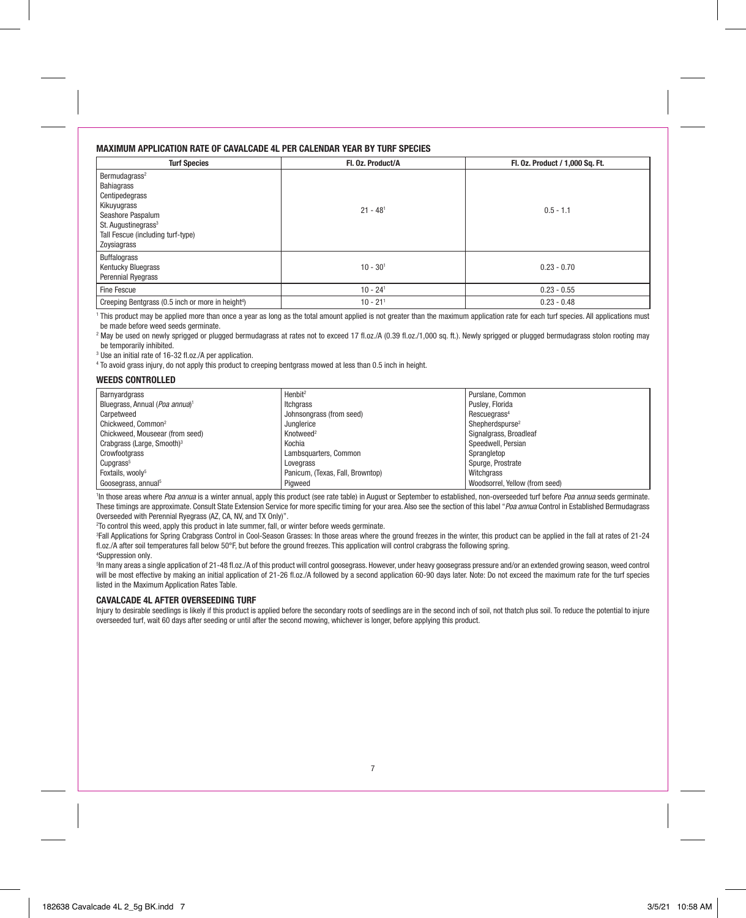### MAXIMUM APPLICATION RATE OF CAVALCADE 4L PER CALENDAR YEAR BY TURF SPECIES

| Turf Species | Fl. Oz. Product/A | Fl. Oz. Product / 1,000 Sq. Ft. |
|---|---|---|
| Bermudagrass[2]<br>Bahiagrass<br>Centipedegrass<br>Kikuyugrass<br>Seashore Paspalum<br>St. Augustinegrass[3]<br>Tall Fescue (including turf-type)<br>Zoysiagrass | 21 - 48[1] | 0.5 - 1.1 |
| Buffalograss<br>Kentucky Bluegrass<br>Perennial Ryegrass | 10 - 30[1] | 0.23 - 0.70 |
| Fine Fescue | 10 - 24[1] | 0.23 - 0.55 |
| Creeping Bentgrass (0.5 inch or more in height[4]) | 10 - 21[1] | 0.23 - 0.48 |

[1] This product may be applied more than once a year as long as the total amount applied is not greater than the maximum application rate for each turf species. All applications must be made before weed seeds germinate.

[2] May be used on newly sprigged or plugged bermudagrass at rates not to exceed 17 fl.oz./A (0.39 fl.oz./1,000 sq. ft.). Newly sprigged or plugged bermudagrass stolon rooting may be temporarily inhibited.

[3] Use an initial rate of 16-32 fl.oz./A per application.

[4] To avoid grass injury, do not apply this product to creeping bentgrass mowed at less than 0.5 inch in height.

### WEEDS CONTROLLED

| | | |
|---|---|---|
| Barnyardgrass | Henbit[2] | Purslane, Common |
| Bluegrass, Annual (*Poa annua*)[1] | Itchgrass | Pusley, Florida |
| Carpetweed | Johnsongrass (from seed) | Rescuegrass[4] |
| Chickweed, Common[2] | Junglerice | Shepherdspurse[2] |
| Chickweed, Mouseear (from seed) | Knotweed[2] | Signalgrass, Broadleaf |
| Crabgrass (Large, Smooth)[3] | Kochia | Speedwell, Persian |
| Crowfootgrass | Lambsquarters, Common | Sprangletop |
| Cupgrass[5] | Lovegrass | Spurge, Prostrate |
| Foxtails, wooly[5] | Panicum, (Texas, Fall, Browntop) | Witchgrass |
| Goosegrass, annual[5] | Pigweed | Woodsorrel, Yellow (from seed) |

[1]In those areas where *Poa annua* is a winter annual, apply this product (see rate table) in August or September to established, non-overseeded turf before *Poa annua* seeds germinate. These timings are approximate. Consult State Extension Service for more specific timing for your area. Also see the section of this label "*Poa annua* Control in Established Bermudagrass Overseeded with Perennial Ryegrass (AZ, CA, NV, and TX Only)".

[2]To control this weed, apply this product in late summer, fall, or winter before weeds germinate.

[3]Fall Applications for Spring Crabgrass Control in Cool-Season Grasses: In those areas where the ground freezes in the winter, this product can be applied in the fall at rates of 21-24 fl.oz./A after soil temperatures fall below 50°F, but before the ground freezes. This application will control crabgrass the following spring.

[4]Suppression only.

[5]In many areas a single application of 21-48 fl.oz./A of this product will control goosegrass. However, under heavy goosegrass pressure and/or an extended growing season, weed control will be most effective by making an initial application of 21-26 fl.oz./A followed by a second application 60-90 days later. Note: Do not exceed the maximum rate for the turf species listed in the Maximum Application Rates Table.

### CAVALCADE 4L AFTER OVERSEEDING TURF

Injury to desirable seedlings is likely if this product is applied before the secondary roots of seedlings are in the second inch of soil, not thatch plus soil. To reduce the potential to injure overseeded turf, wait 60 days after seeding or until after the second mowing, whichever is longer, before applying this product.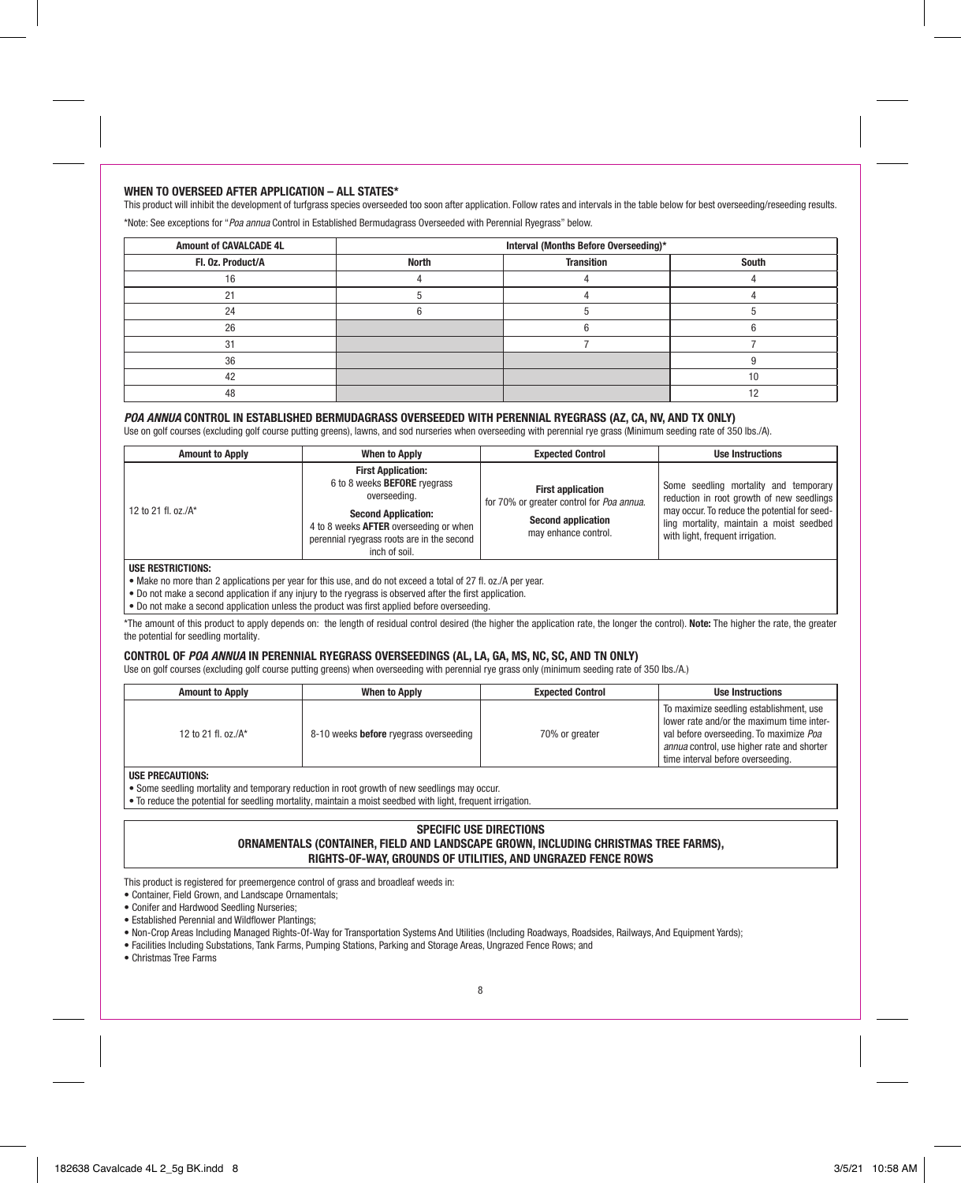### WHEN TO OVERSEED AFTER APPLICATION – ALL STATES*

This product will inhibit the development of turfgrass species overseeded too soon after application. Follow rates and intervals in the table below for best overseeding/reseeding results.

*Note: See exceptions for "*Poa annua* Control in Established Bermudagrass Overseeded with Perennial Ryegrass" below.

| Amount of CAVALCADE 4L | Interval (Months Before Overseeding)* | | |
|---|---|---|---|
| Fl. Oz. Product/A | North | Transition | South |
| 16 | 4 | 4 | 4 |
| 21 | 5 | 4 | 4 |
| 24 | 6 | 5 | 5 |
| 26 | | 6 | 6 |
| 31 | | 7 | 7 |
| 36 | | | 9 |
| 42 | | | 10 |
| 48 | | | 12 |

### *POA ANNUA* CONTROL IN ESTABLISHED BERMUDAGRASS OVERSEEDED WITH PERENNIAL RYEGRASS (AZ, CA, NV, AND TX ONLY)

Use on golf courses (excluding golf course putting greens), lawns, and sod nurseries when overseeding with perennial rye grass (Minimum seeding rate of 350 lbs./A).

| Amount to Apply | When to Apply | Expected Control | Use Instructions |
|---|---|---|---|
| 12 to 21 fl. oz./A* | **First Application:** 6 to 8 weeks **BEFORE** ryegrass overseeding. **Second Application:** 4 to 8 weeks **AFTER** overseeding or when perennial ryegrass roots are in the second inch of soil. | **First application** for 70% or greater control for *Poa annua*. **Second application** may enhance control. | Some seedling mortality and temporary reduction in root growth of new seedlings may occur. To reduce the potential for seedling mortality, maintain a moist seedbed with light, frequent irrigation. |

**USE RESTRICTIONS:**

- Make no more than 2 applications per year for this use, and do not exceed a total of 27 fl. oz./A per year.
- Do not make a second application if any injury to the ryegrass is observed after the first application.
- Do not make a second application unless the product was first applied before overseeding.

*The amount of this product to apply depends on: the length of residual control desired (the higher the application rate, the longer the control). **Note:** The higher the rate, the greater the potential for seedling mortality.

### CONTROL OF *POA ANNUA* IN PERENNIAL RYEGRASS OVERSEEDINGS (AL, LA, GA, MS, NC, SC, AND TN ONLY)

Use on golf courses (excluding golf course putting greens) when overseeding with perennial rye grass only (minimum seeding rate of 350 lbs./A.)

| Amount to Apply | When to Apply | Expected Control | Use Instructions |
|---|---|---|---|
| 12 to 21 fl. oz./A* | 8-10 weeks **before** ryegrass overseeding | 70% or greater | To maximize seedling establishment, use lower rate and/or the maximum time interval before overseeding. To maximize *Poa annua* control, use higher rate and shorter time interval before overseeding. |

**USE PRECAUTIONS:**

- Some seedling mortality and temporary reduction in root growth of new seedlings may occur.
- To reduce the potential for seedling mortality, maintain a moist seedbed with light, frequent irrigation.

## SPECIFIC USE DIRECTIONS
## ORNAMENTALS (CONTAINER, FIELD AND LANDSCAPE GROWN, INCLUDING CHRISTMAS TREE FARMS), RIGHTS-OF-WAY, GROUNDS OF UTILITIES, AND UNGRAZED FENCE ROWS

This product is registered for preemergence control of grass and broadleaf weeds in:

- Container, Field Grown, and Landscape Ornamentals;
- Conifer and Hardwood Seedling Nurseries;
- Established Perennial and Wildflower Plantings;
- Non-Crop Areas Including Managed Rights-Of-Way for Transportation Systems And Utilities (Including Roadways, Roadsides, Railways, And Equipment Yards);
- Facilities Including Substations, Tank Farms, Pumping Stations, Parking and Storage Areas, Ungrazed Fence Rows; and
- Christmas Tree Farms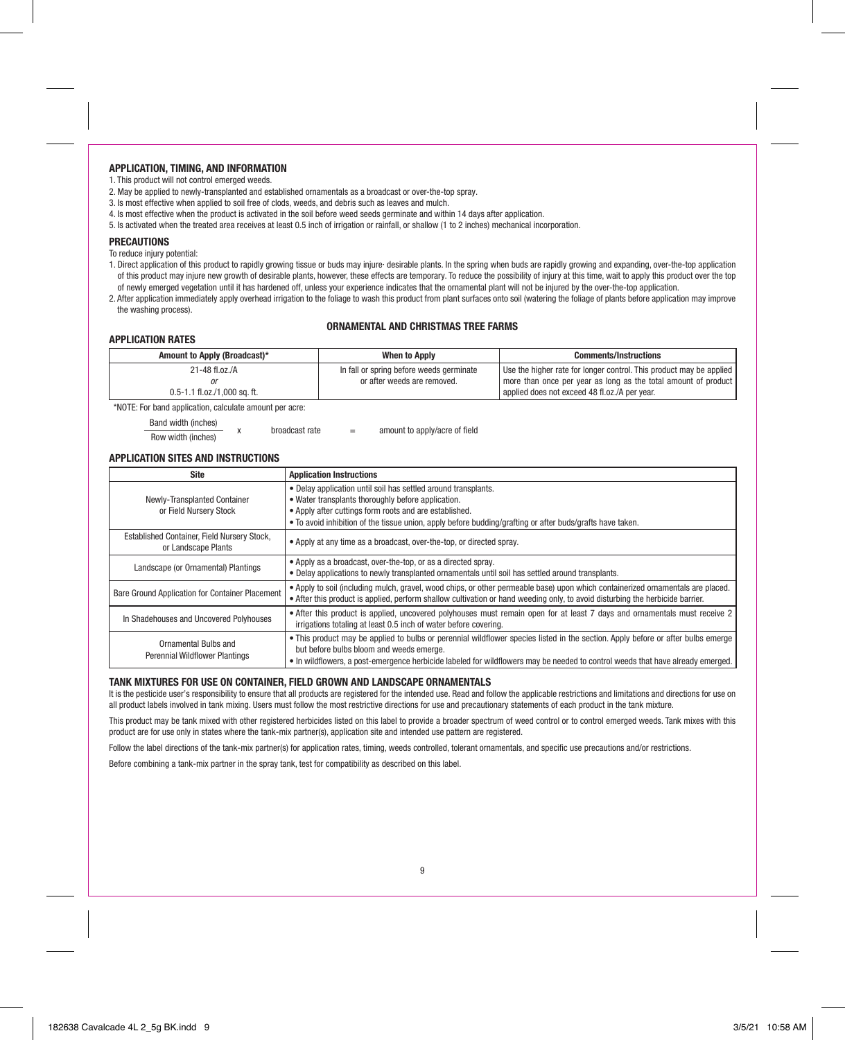### APPLICATION, TIMING, AND INFORMATION

1. This product will not control emerged weeds.
2. May be applied to newly-transplanted and established ornamentals as a broadcast or over-the-top spray.
3. Is most effective when applied to soil free of clods, weeds, and debris such as leaves and mulch.
4. Is most effective when the product is activated in the soil before weed seeds germinate and within 14 days after application.
5. Is activated when the treated area receives at least 0.5 inch of irrigation or rainfall, or shallow (1 to 2 inches) mechanical incorporation.

### PRECAUTIONS

To reduce injury potential:

1. Direct application of this product to rapidly growing tissue or buds may injure· desirable plants. In the spring when buds are rapidly growing and expanding, over-the-top application of this product may injure new growth of desirable plants, however, these effects are temporary. To reduce the possibility of injury at this time, wait to apply this product over the top of newly emerged vegetation until it has hardened off, unless your experience indicates that the ornamental plant will not be injured by the over-the-top application.
2. After application immediately apply overhead irrigation to the foliage to wash this product from plant surfaces onto soil (watering the foliage of plants before application may improve the washing process).

## ORNAMENTAL AND CHRISTMAS TREE FARMS

### APPLICATION RATES

| Amount to Apply (Broadcast)* | When to Apply | Comments/Instructions |
|---|---|---|
| 21-48 fl.oz./A *or* 0.5-1.1 fl.oz./1,000 sq. ft. | In fall or spring before weeds germinate or after weeds are removed. | Use the higher rate for longer control. This product may be applied more than once per year as long as the total amount of product applied does not exceed 48 fl.oz./A per year. |

*NOTE: For band application, calculate amount per acre:

$$\frac{\text{Band width (inches)}}{\text{Row width (inches)}} \times \text{broadcast rate} = \text{amount to apply/acre of field}$$

### APPLICATION SITES AND INSTRUCTIONS

| Site | Application Instructions |
|---|---|
| Newly-Transplanted Container or Field Nursery Stock | • Delay application until soil has settled around transplants.<br>• Water transplants thoroughly before application.<br>• Apply after cuttings form roots and are established.<br>• To avoid inhibition of the tissue union, apply before budding/grafting or after buds/grafts have taken. |
| Established Container, Field Nursery Stock, or Landscape Plants | • Apply at any time as a broadcast, over-the-top, or directed spray. |
| Landscape (or Ornamental) Plantings | • Apply as a broadcast, over-the-top, or as a directed spray.<br>• Delay applications to newly transplanted ornamentals until soil has settled around transplants. |
| Bare Ground Application for Container Placement | • Apply to soil (including mulch, gravel, wood chips, or other permeable base) upon which containerized ornamentals are placed.<br>• After this product is applied, perform shallow cultivation or hand weeding only, to avoid disturbing the herbicide barrier. |
| In Shadehouses and Uncovered Polyhouses | • After this product is applied, uncovered polyhouses must remain open for at least 7 days and ornamentals must receive 2 irrigations totaling at least 0.5 inch of water before covering. |
| Ornamental Bulbs and Perennial Wildflower Plantings | • This product may be applied to bulbs or perennial wildflower species listed in the section. Apply before or after bulbs emerge but before bulbs bloom and weeds emerge.<br>• In wildflowers, a post-emergence herbicide labeled for wildflowers may be needed to control weeds that have already emerged. |

### TANK MIXTURES FOR USE ON CONTAINER, FIELD GROWN AND LANDSCAPE ORNAMENTALS

It is the pesticide user's responsibility to ensure that all products are registered for the intended use. Read and follow the applicable restrictions and limitations and directions for use on all product labels involved in tank mixing. Users must follow the most restrictive directions for use and precautionary statements of each product in the tank mixture.

This product may be tank mixed with other registered herbicides listed on this label to provide a broader spectrum of weed control or to control emerged weeds. Tank mixes with this product are for use only in states where the tank-mix partner(s), application site and intended use pattern are registered.

Follow the label directions of the tank-mix partner(s) for application rates, timing, weeds controlled, tolerant ornamentals, and specific use precautions and/or restrictions.

Before combining a tank-mix partner in the spray tank, test for compatibility as described on this label.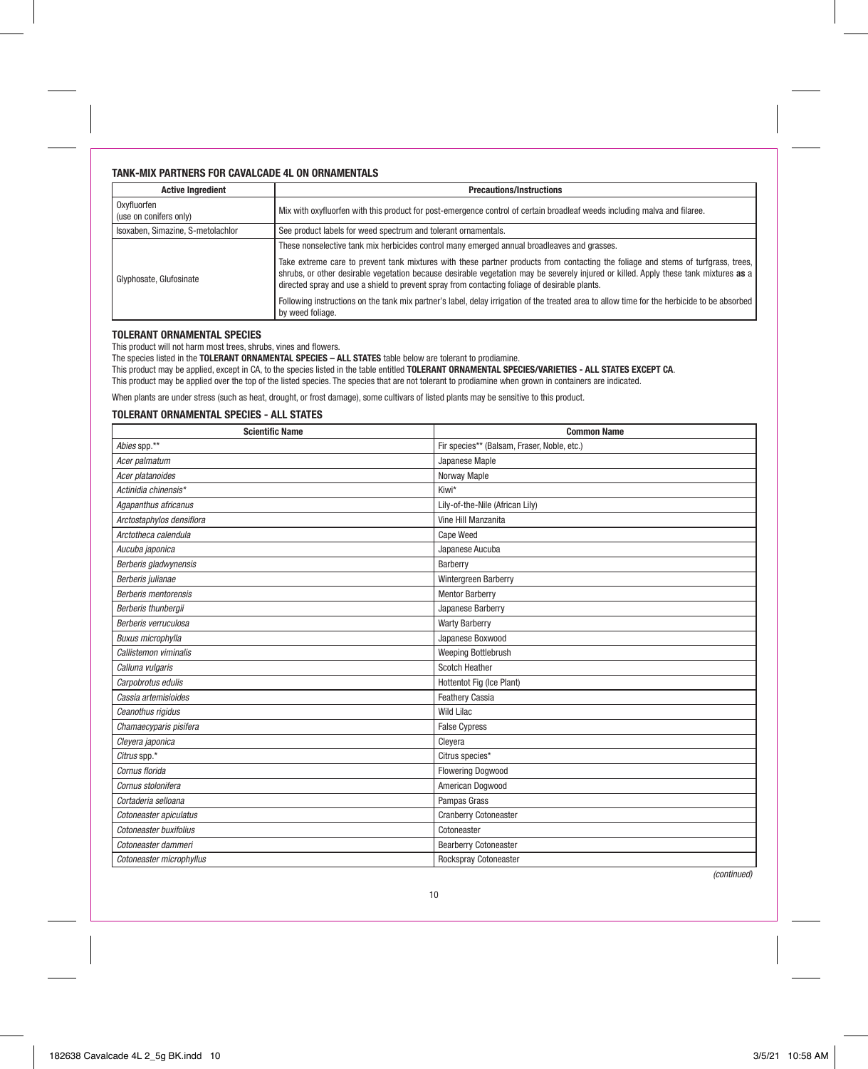### TANK-MIX PARTNERS FOR CAVALCADE 4L ON ORNAMENTALS

| Active Ingredient | Precautions/Instructions |
|---|---|
| Oxyfluorfen (use on conifers only) | Mix with oxyfluorfen with this product for post-emergence control of certain broadleaf weeds including malva and filaree. |
| Isoxaben, Simazine, S-metolachlor | See product labels for weed spectrum and tolerant ornamentals. |
| Glyphosate, Glufosinate | These nonselective tank mix herbicides control many emerged annual broadleaves and grasses.<br><br>Take extreme care to prevent tank mixtures with these partner products from contacting the foliage and stems of turfgrass, trees, shrubs, or other desirable vegetation because desirable vegetation may be severely injured or killed. Apply these tank mixtures **as** a directed spray and use a shield to prevent spray from contacting foliage of desirable plants.<br><br>Following instructions on the tank mix partner's label, delay irrigation of the treated area to allow time for the herbicide to be absorbed by weed foliage. |

### TOLERANT ORNAMENTAL SPECIES

This product will not harm most trees, shrubs, vines and flowers.

The species listed in the **TOLERANT ORNAMENTAL SPECIES – ALL STATES** table below are tolerant to prodiamine.

This product may be applied, except in CA, to the species listed in the table entitled **TOLERANT ORNAMENTAL SPECIES/VARIETIES - ALL STATES EXCEPT CA**.

This product may be applied over the top of the listed species. The species that are not tolerant to prodiamine when grown in containers are indicated.

When plants are under stress (such as heat, drought, or frost damage), some cultivars of listed plants may be sensitive to this product.

### TOLERANT ORNAMENTAL SPECIES - ALL STATES

| Scientific Name | Common Name |
|---|---|
| *Abies* spp.** | Fir species** (Balsam, Fraser, Noble, etc.) |
| *Acer palmatum* | Japanese Maple |
| *Acer platanoides* | Norway Maple |
| *Actinidia chinensis** | Kiwi* |
| *Agapanthus africanus* | Lily-of-the-Nile (African Lily) |
| *Arctostaphylos densiflora* | Vine Hill Manzanita |
| *Arctotheca calendula* | Cape Weed |
| *Aucuba japonica* | Japanese Aucuba |
| *Berberis gladwynensis* | Barberry |
| *Berberis julianae* | Wintergreen Barberry |
| *Berberis mentorensis* | Mentor Barberry |
| *Berberis thunbergii* | Japanese Barberry |
| *Berberis verruculosa* | Warty Barberry |
| *Buxus microphylla* | Japanese Boxwood |
| *Callistemon viminalis* | Weeping Bottlebrush |
| *Calluna vulgaris* | Scotch Heather |
| *Carpobrotus edulis* | Hottentot Fig (Ice Plant) |
| *Cassia artemisioides* | Feathery Cassia |
| *Ceanothus rigidus* | Wild Lilac |
| *Chamaecyparis pisifera* | False Cypress |
| *Cleyera japonica* | Cleyera |
| *Citrus* spp.* | Citrus species* |
| *Cornus florida* | Flowering Dogwood |
| *Cornus stolonifera* | American Dogwood |
| *Cortaderia selloana* | Pampas Grass |
| *Cotoneaster apiculatus* | Cranberry Cotoneaster |
| *Cotoneaster buxifolius* | Cotoneaster |
| *Cotoneaster dammeri* | Bearberry Cotoneaster |
| *Cotoneaster microphyllus* | Rockspray Cotoneaster |

*(continued)*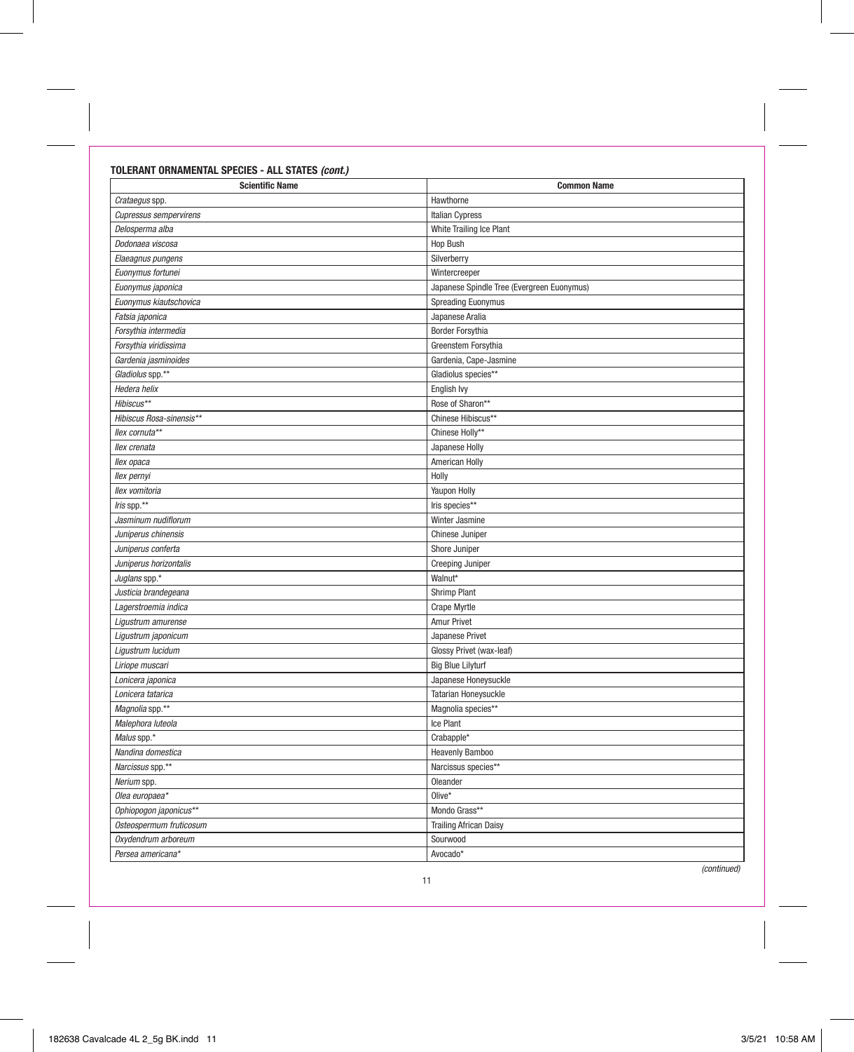#### TOLERANT ORNAMENTAL SPECIES - ALL STATES *(cont.)*

| Scientific Name | Common Name |
|---|---|
| *Crataegus* spp. | Hawthorne |
| *Cupressus sempervirens* | Italian Cypress |
| *Delosperma alba* | White Trailing Ice Plant |
| *Dodonaea viscosa* | Hop Bush |
| *Elaeagnus pungens* | Silverberry |
| *Euonymus fortunei* | Wintercreeper |
| *Euonymus japonica* | Japanese Spindle Tree (Evergreen Euonymus) |
| *Euonymus kiautschovica* | Spreading Euonymus |
| *Fatsia japonica* | Japanese Aralia |
| *Forsythia intermedia* | Border Forsythia |
| *Forsythia viridissima* | Greenstem Forsythia |
| *Gardenia jasminoides* | Gardenia, Cape-Jasmine |
| *Gladiolus* spp.** | Gladiolus species** |
| *Hedera helix* | English Ivy |
| *Hibiscus*** | Rose of Sharon** |
| *Hibiscus Rosa-sinensis*** | Chinese Hibiscus** |
| *Ilex cornuta*** | Chinese Holly** |
| *Ilex crenata* | Japanese Holly |
| *Ilex opaca* | American Holly |
| *Ilex pernyi* | Holly |
| *Ilex vomitoria* | Yaupon Holly |
| *Iris* spp.** | Iris species** |
| *Jasminum nudiflorum* | Winter Jasmine |
| *Juniperus chinensis* | Chinese Juniper |
| *Juniperus conferta* | Shore Juniper |
| *Juniperus horizontalis* | Creeping Juniper |
| *Juglans* spp.* | Walnut* |
| *Justicia brandegeana* | Shrimp Plant |
| *Lagerstroemia indica* | Crape Myrtle |
| *Ligustrum amurense* | Amur Privet |
| *Ligustrum japonicum* | Japanese Privet |
| *Ligustrum lucidum* | Glossy Privet (wax-leaf) |
| *Liriope muscari* | Big Blue Lilyturf |
| *Lonicera japonica* | Japanese Honeysuckle |
| *Lonicera tatarica* | Tatarian Honeysuckle |
| *Magnolia* spp.** | Magnolia species** |
| *Malephora luteola* | Ice Plant |
| *Malus* spp.* | Crabapple* |
| *Nandina domestica* | Heavenly Bamboo |
| *Narcissus* spp.** | Narcissus species** |
| *Nerium* spp. | Oleander |
| *Olea europaea** | Olive* |
| *Ophiopogon japonicus*** | Mondo Grass** |
| *Osteospermum fruticosum* | Trailing African Daisy |
| *Oxydendrum arboreum* | Sourwood |
| *Persea americana** | Avocado* |

*(continued)*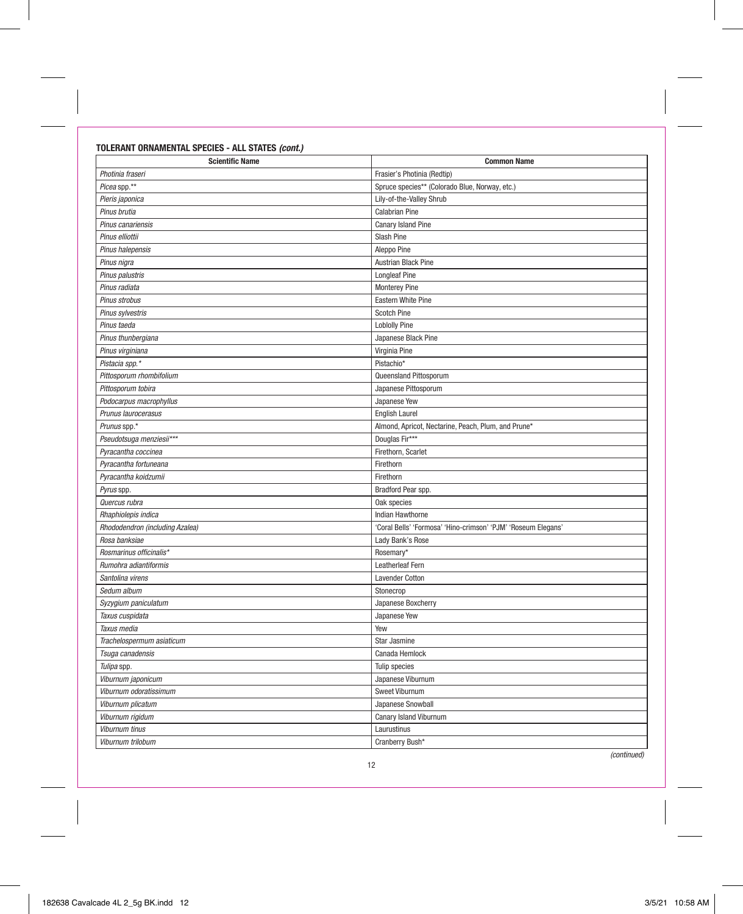**TOLERANT ORNAMENTAL SPECIES - ALL STATES *(cont.)***

| Scientific Name | Common Name |
|---|---|
| *Photinia fraseri* | Frasier's Photinia (Redtip) |
| *Picea* spp.** | Spruce species** (Colorado Blue, Norway, etc.) |
| *Pieris japonica* | Lily-of-the-Valley Shrub |
| *Pinus brutia* | Calabrian Pine |
| *Pinus canariensis* | Canary Island Pine |
| *Pinus elliottii* | Slash Pine |
| *Pinus halepensis* | Aleppo Pine |
| *Pinus nigra* | Austrian Black Pine |
| *Pinus palustris* | Longleaf Pine |
| *Pinus radiata* | Monterey Pine |
| *Pinus strobus* | Eastern White Pine |
| *Pinus sylvestris* | Scotch Pine |
| *Pinus taeda* | Loblolly Pine |
| *Pinus thunbergiana* | Japanese Black Pine |
| *Pinus virginiana* | Virginia Pine |
| *Pistacia spp.** | Pistachio* |
| *Pittosporum rhombifolium* | Queensland Pittosporum |
| *Pittosporum tobira* | Japanese Pittosporum |
| *Podocarpus macrophyllus* | Japanese Yew |
| *Prunus laurocerasus* | English Laurel |
| *Prunus* spp.* | Almond, Apricot, Nectarine, Peach, Plum, and Prune* |
| *Pseudotsuga menziesii**** | Douglas Fir*** |
| *Pyracantha coccinea* | Firethorn, Scarlet |
| *Pyracantha fortuneana* | Firethorn |
| *Pyracantha koidzumii* | Firethorn |
| *Pyrus* spp. | Bradford Pear spp. |
| *Quercus rubra* | Oak species |
| *Rhaphiolepis indica* | Indian Hawthorne |
| *Rhododendron (including Azalea)* | 'Coral Bells' 'Formosa' 'Hino-crimson' 'PJM' 'Roseum Elegans' |
| *Rosa banksiae* | Lady Bank's Rose |
| *Rosmarinus officinalis** | Rosemary* |
| *Rumohra adiantiformis* | Leatherleaf Fern |
| *Santolina virens* | Lavender Cotton |
| *Sedum album* | Stonecrop |
| *Syzygium paniculatum* | Japanese Boxcherry |
| *Taxus cuspidata* | Japanese Yew |
| *Taxus media* | Yew |
| *Trachelospermum asiaticum* | Star Jasmine |
| *Tsuga canadensis* | Canada Hemlock |
| *Tulipa* spp. | Tulip species |
| *Viburnum japonicum* | Japanese Viburnum |
| *Viburnum odoratissimum* | Sweet Viburnum |
| *Viburnum plicatum* | Japanese Snowball |
| *Viburnum rigidum* | Canary Island Viburnum |
| *Viburnum tinus* | Laurustinus |
| *Viburnum trilobum* | Cranberry Bush* |

*(continued)*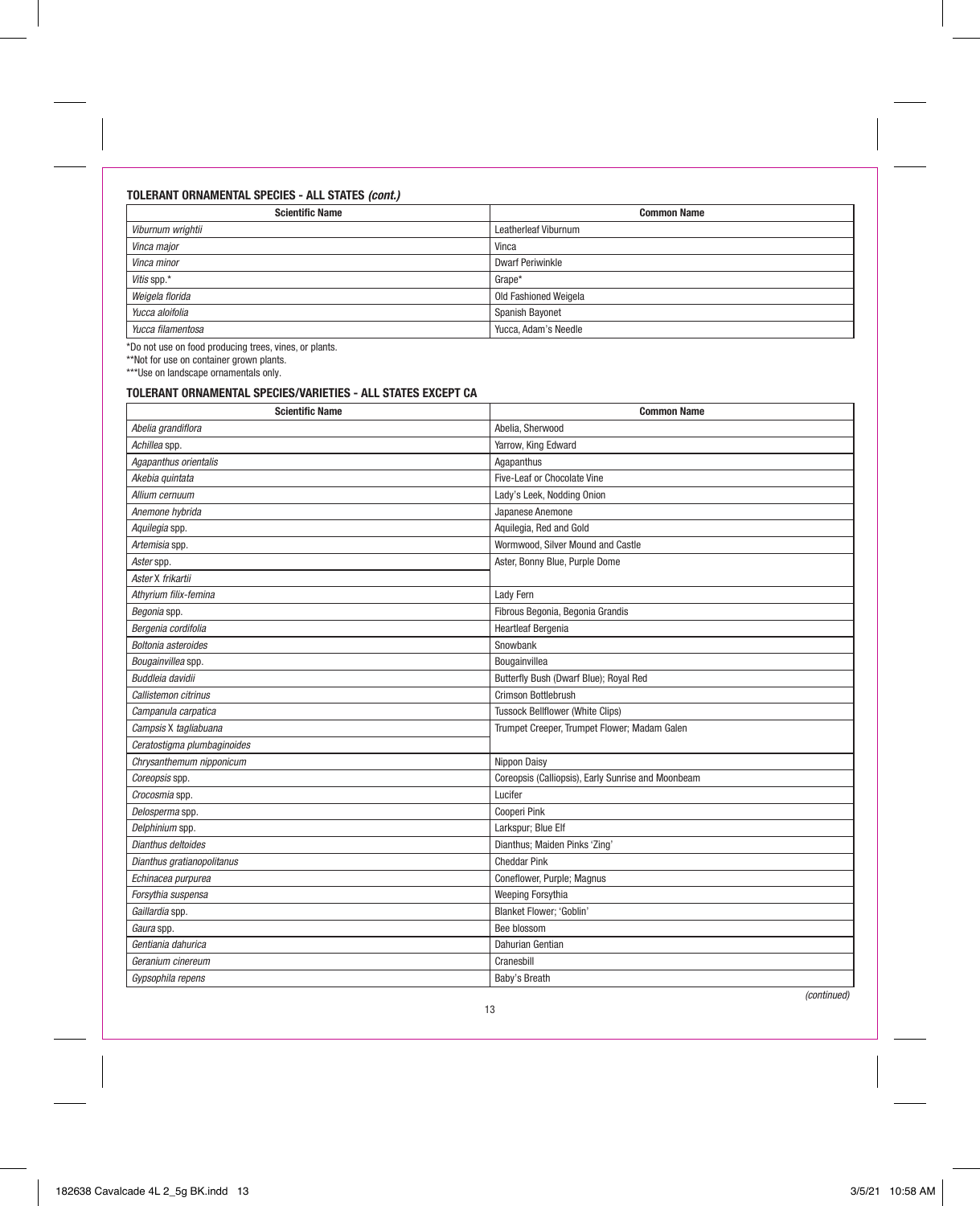**TOLERANT ORNAMENTAL SPECIES - ALL STATES *(cont.)***

| Scientific Name | Common Name |
|---|---|
| *Viburnum wrightii* | Leatherleaf Viburnum |
| *Vinca major* | Vinca |
| *Vinca minor* | Dwarf Periwinkle |
| *Vitis* spp.* | Grape* |
| *Weigela florida* | Old Fashioned Weigela |
| *Yucca aloifolia* | Spanish Bayonet |
| *Yucca filamentosa* | Yucca, Adam's Needle |

*Do not use on food producing trees, vines, or plants.
**Not for use on container grown plants.
***Use on landscape ornamentals only.

**TOLERANT ORNAMENTAL SPECIES/VARIETIES - ALL STATES EXCEPT CA**

| Scientific Name | Common Name |
|---|---|
| *Abelia grandiflora* | Abelia, Sherwood |
| *Achillea* spp. | Yarrow, King Edward |
| *Agapanthus orientalis* | Agapanthus |
| *Akebia quintata* | Five-Leaf or Chocolate Vine |
| *Allium cernuum* | Lady's Leek, Nodding Onion |
| *Anemone hybrida* | Japanese Anemone |
| *Aquilegia* spp. | Aquilegia, Red and Gold |
| *Artemisia* spp. | Wormwood, Silver Mound and Castle |
| *Aster* spp. | Aster, Bonny Blue, Purple Dome |
| *Aster X frikartii* | |
| *Athyrium filix-femina* | Lady Fern |
| *Begonia* spp. | Fibrous Begonia, Begonia Grandis |
| *Bergenia cordifolia* | Heartleaf Bergenia |
| *Boltonia asteroides* | Snowbank |
| *Bougainvillea* spp. | Bougainvillea |
| *Buddleia davidii* | Butterfly Bush (Dwarf Blue); Royal Red |
| *Callistemon citrinus* | Crimson Bottlebrush |
| *Campanula carpatica* | Tussock Bellflower (White Clips) |
| *Campsis X tagliabuana* | Trumpet Creeper, Trumpet Flower; Madam Galen |
| *Ceratostigma plumbaginoides* | |
| *Chrysanthemum nipponicum* | Nippon Daisy |
| *Coreopsis* spp. | Coreopsis (Calliopsis), Early Sunrise and Moonbeam |
| *Crocosmia* spp. | Lucifer |
| *Delosperma* spp. | Cooperi Pink |
| *Delphinium* spp. | Larkspur; Blue Elf |
| *Dianthus deltoides* | Dianthus; Maiden Pinks 'Zing' |
| *Dianthus gratianopolitanus* | Cheddar Pink |
| *Echinacea purpurea* | Coneflower, Purple; Magnus |
| *Forsythia suspensa* | Weeping Forsythia |
| *Gaillardia* spp. | Blanket Flower; 'Goblin' |
| *Gaura* spp. | Bee blossom |
| *Gentiania dahurica* | Dahurian Gentian |
| *Geranium cinereum* | Cranesbill |
| *Gypsophila repens* | Baby's Breath |

*(continued)*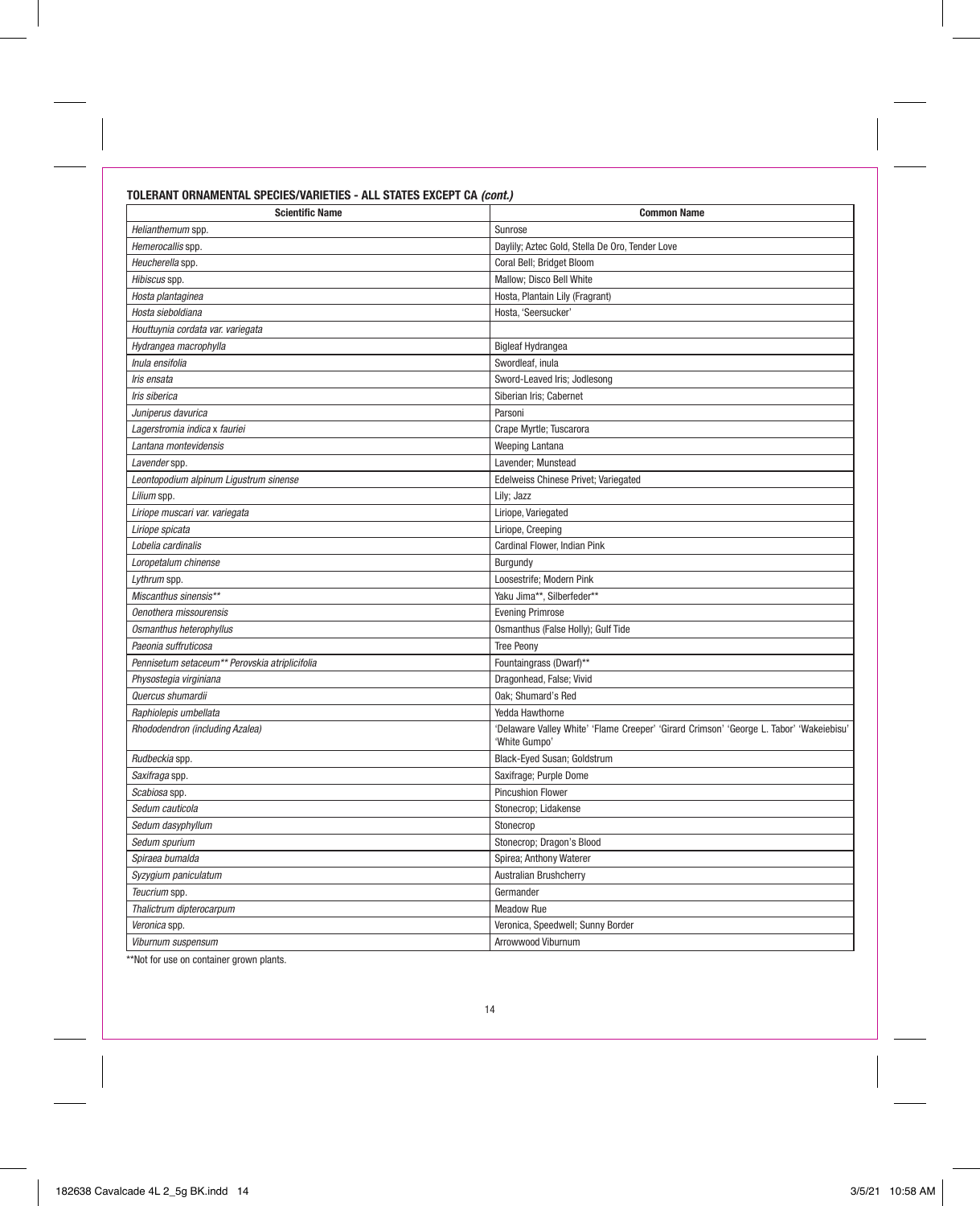**TOLERANT ORNAMENTAL SPECIES/VARIETIES - ALL STATES EXCEPT CA *(cont.)***

| Scientific Name | Common Name |
|---|---|
| *Helianthemum* spp. | Sunrose |
| *Hemerocallis* spp. | Daylily; Aztec Gold, Stella De Oro, Tender Love |
| *Heucherella* spp. | Coral Bell; Bridget Bloom |
| *Hibiscus* spp. | Mallow; Disco Bell White |
| *Hosta plantaginea* | Hosta, Plantain Lily (Fragrant) |
| *Hosta sieboldiana* | Hosta, 'Seersucker' |
| *Houttuynia cordata var. variegata* | |
| *Hydrangea macrophylla* | Bigleaf Hydrangea |
| *Inula ensifolia* | Swordleaf, inula |
| *Iris ensata* | Sword-Leaved Iris; Jodlesong |
| *Iris siberica* | Siberian Iris; Cabernet |
| *Juniperus davurica* | Parsoni |
| *Lagerstromia indica x fauriei* | Crape Myrtle; Tuscarora |
| *Lantana montevidensis* | Weeping Lantana |
| *Lavender* spp. | Lavender; Munstead |
| *Leontopodium alpinum Ligustrum sinense* | Edelweiss Chinese Privet; Variegated |
| *Lilium* spp. | Lily; Jazz |
| *Liriope muscari var. variegata* | Liriope, Variegated |
| *Liriope spicata* | Liriope, Creeping |
| *Lobelia cardinalis* | Cardinal Flower, Indian Pink |
| *Loropetalum chinense* | Burgundy |
| *Lythrum* spp. | Loosestrife; Modern Pink |
| *Miscanthus sinensis*** | Yaku Jima**, Silberfeder** |
| *Oenothera missourensis* | Evening Primrose |
| *Osmanthus heterophyllus* | Osmanthus (False Holly); Gulf Tide |
| *Paeonia suffruticosa* | Tree Peony |
| *Pennisetum setaceum** Perovskia atriplicifolia* | Fountaingrass (Dwarf)** |
| *Physostegia virginiana* | Dragonhead, False; Vivid |
| *Quercus shumardii* | Oak; Shumard's Red |
| *Raphiolepis umbellata* | Yedda Hawthorne |
| *Rhododendron (including Azalea)* | 'Delaware Valley White' 'Flame Creeper' 'Girard Crimson' 'George L. Tabor' 'Wakeiebisu' 'White Gumpo' |
| *Rudbeckia* spp. | Black-Eyed Susan; Goldstrum |
| *Saxifraga* spp. | Saxifrage; Purple Dome |
| *Scabiosa* spp. | Pincushion Flower |
| *Sedum cauticola* | Stonecrop; Lidakense |
| *Sedum dasyphyllum* | Stonecrop |
| *Sedum spurium* | Stonecrop; Dragon's Blood |
| *Spiraea bumalda* | Spirea; Anthony Waterer |
| *Syzygium paniculatum* | Australian Brushcherry |
| *Teucrium* spp. | Germander |
| *Thalictrum dipterocarpum* | Meadow Rue |
| *Veronica* spp. | Veronica, Speedwell; Sunny Border |
| *Viburnum suspensum* | Arrowwood Viburnum |

**Not for use on container grown plants.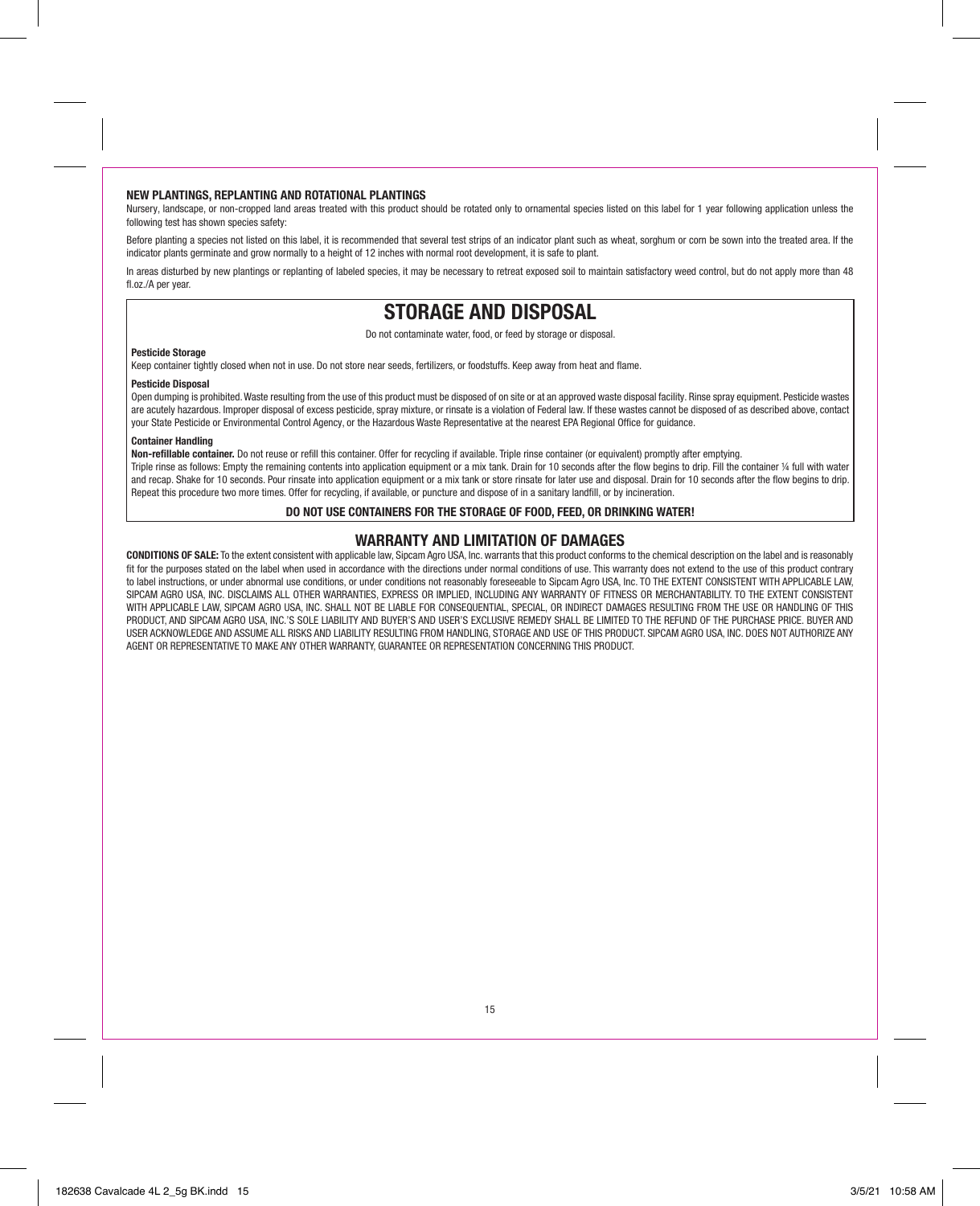### NEW PLANTINGS, REPLANTING AND ROTATIONAL PLANTINGS

Nursery, landscape, or non-cropped land areas treated with this product should be rotated only to ornamental species listed on this label for 1 year following application unless the following test has shown species safety:

Before planting a species not listed on this label, it is recommended that several test strips of an indicator plant such as wheat, sorghum or corn be sown into the treated area. If the indicator plants germinate and grow normally to a height of 12 inches with normal root development, it is safe to plant.

In areas disturbed by new plantings or replanting of labeled species, it may be necessary to retreat exposed soil to maintain satisfactory weed control, but do not apply more than 48 fl.oz./A per year.

## STORAGE AND DISPOSAL

Do not contaminate water, food, or feed by storage or disposal.

**Pesticide Storage**

Keep container tightly closed when not in use. Do not store near seeds, fertilizers, or foodstuffs. Keep away from heat and flame.

**Pesticide Disposal**

Open dumping is prohibited. Waste resulting from the use of this product must be disposed of on site or at an approved waste disposal facility. Rinse spray equipment. Pesticide wastes are acutely hazardous. Improper disposal of excess pesticide, spray mixture, or rinsate is a violation of Federal law. If these wastes cannot be disposed of as described above, contact your State Pesticide or Environmental Control Agency, or the Hazardous Waste Representative at the nearest EPA Regional Office for guidance.

**Container Handling**

**Non-refillable container.** Do not reuse or refill this container. Offer for recycling if available. Triple rinse container (or equivalent) promptly after emptying.

Triple rinse as follows: Empty the remaining contents into application equipment or a mix tank. Drain for 10 seconds after the flow begins to drip. Fill the container ¼ full with water and recap. Shake for 10 seconds. Pour rinsate into application equipment or a mix tank or store rinsate for later use and disposal. Drain for 10 seconds after the flow begins to drip. Repeat this procedure two more times. Offer for recycling, if available, or puncture and dispose of in a sanitary landfill, or by incineration.

**DO NOT USE CONTAINERS FOR THE STORAGE OF FOOD, FEED, OR DRINKING WATER!**

## WARRANTY AND LIMITATION OF DAMAGES

**CONDITIONS OF SALE:** To the extent consistent with applicable law, Sipcam Agro USA, Inc. warrants that this product conforms to the chemical description on the label and is reasonably fit for the purposes stated on the label when used in accordance with the directions under normal conditions of use. This warranty does not extend to the use of this product contrary to label instructions, or under abnormal use conditions, or under conditions not reasonably foreseeable to Sipcam Agro USA, Inc. TO THE EXTENT CONSISTENT WITH APPLICABLE LAW, SIPCAM AGRO USA, INC. DISCLAIMS ALL OTHER WARRANTIES, EXPRESS OR IMPLIED, INCLUDING ANY WARRANTY OF FITNESS OR MERCHANTABILITY. TO THE EXTENT CONSISTENT WITH APPLICABLE LAW, SIPCAM AGRO USA, INC. SHALL NOT BE LIABLE FOR CONSEQUENTIAL, SPECIAL, OR INDIRECT DAMAGES RESULTING FROM THE USE OR HANDLING OF THIS PRODUCT, AND SIPCAM AGRO USA, INC.'S SOLE LIABILITY AND BUYER'S AND USER'S EXCLUSIVE REMEDY SHALL BE LIMITED TO THE REFUND OF THE PURCHASE PRICE. BUYER AND USER ACKNOWLEDGE AND ASSUME ALL RISKS AND LIABILITY RESULTING FROM HANDLING, STORAGE AND USE OF THIS PRODUCT. SIPCAM AGRO USA, INC. DOES NOT AUTHORIZE ANY AGENT OR REPRESENTATIVE TO MAKE ANY OTHER WARRANTY, GUARANTEE OR REPRESENTATION CONCERNING THIS PRODUCT.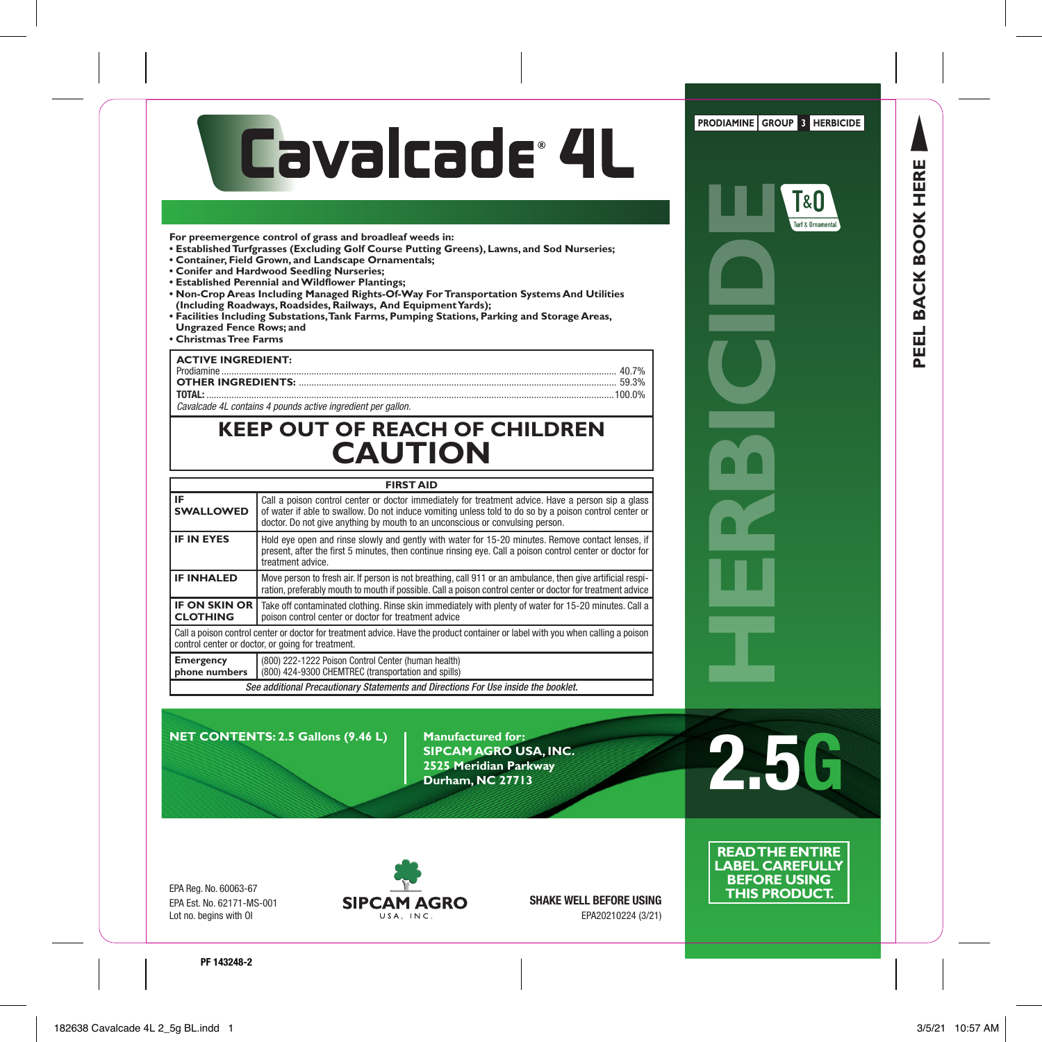# Cavalcade® 4L

**For preemergence control of grass and broadleaf weeds in:**

- **Established Turfgrasses (Excluding Golf Course Putting Greens), Lawns, and Sod Nurseries;**
- **Container, Field Grown, and Landscape Ornamentals;**
- **Conifer and Hardwood Seedling Nurseries;**
- **Established Perennial and Wildflower Plantings;**
- **Non-Crop Areas Including Managed Rights-Of-Way For Transportation Systems And Utilities (Including Roadways, Roadsides, Railways, And Equipment Yards);**
- **Facilities Including Substations, Tank Farms, Pumping Stations, Parking and Storage Areas, Ungrazed Fence Rows; and**
- **Christmas Tree Farms**

| | |
|---|---|
| **ACTIVE INGREDIENT:** | |
| Prodiamine | 40.7% |
| **OTHER INGREDIENTS:** | 59.3% |
| **TOTAL:** | 100.0% |

*Cavalcade 4L contains 4 pounds active ingredient per gallon.*

## KEEP OUT OF REACH OF CHILDREN
## CAUTION

| FIRST AID | |
|---|---|
| **IF SWALLOWED** | Call a poison control center or doctor immediately for treatment advice. Have a person sip a glass of water if able to swallow. Do not induce vomiting unless told to do so by a poison control center or doctor. Do not give anything by mouth to an unconscious or convulsing person. |
| **IF IN EYES** | Hold eye open and rinse slowly and gently with water for 15-20 minutes. Remove contact lenses, if present, after the first 5 minutes, then continue rinsing eye. Call a poison control center or doctor for treatment advice. |
| **IF INHALED** | Move person to fresh air. If person is not breathing, call 911 or an ambulance, then give artificial respiration, preferably mouth to mouth if possible. Call a poison control center or doctor for treatment advice |
| **IF ON SKIN OR CLOTHING** | Take off contaminated clothing. Rinse skin immediately with plenty of water for 15-20 minutes. Call a poison control center or doctor for treatment advice |
| Call a poison control center or doctor for treatment advice. Have the product container or label with you when calling a poison control center or doctor, or going for treatment. | |
| **Emergency phone numbers** | (800) 222-1222 Poison Control Center (human health)<br>(800) 424-9300 CHEMTREC (transportation and spills) |
| *See additional Precautionary Statements and Directions For Use inside the booklet.* | |

**NET CONTENTS: 2.5 Gallons (9.46 L)**

**Manufactured for:**
**SIPCAM AGRO USA, INC.**
**2525 Meridian Parkway**
**Durham, NC 27713**

EPA Reg. No. 60063-67
EPA Est. No. 62171-MS-001
Lot no. begins with OI

SIPCAM AGRO USA, INC.

**SHAKE WELL BEFORE USING**
EPA20210224 (3/21)

**PRODIAMINE | GROUP 3 | HERBICIDE**

HERBICIDE

T&O Turf & Ornamental

2.5G

**READ THE ENTIRE LABEL CAREFULLY BEFORE USING THIS PRODUCT.**

**PEEL BACK BOOK HERE**

PF 143248-2